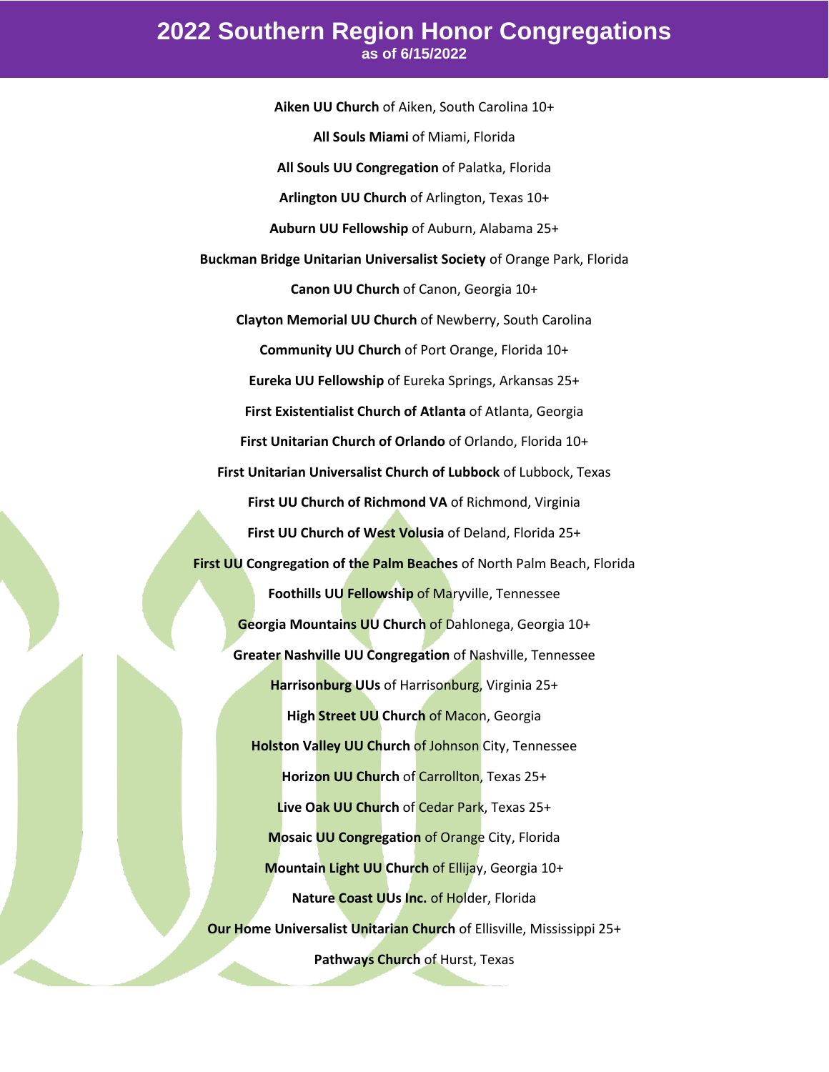# 2022 Southern Region Honor Congregations

**as of 6/15/2022**

**Aiken UU Church** of Aiken, South Carolina 10+

**All Souls Miami** of Miami, Florida

**All Souls UU Congregation** of Palatka, Florida

**Arlington UU Church** of Arlington, Texas 10+

**Auburn UU Fellowship** of Auburn, Alabama 25+

**Buckman Bridge Unitarian Universalist Society** of Orange Park, Florida

**Canon UU Church** of Canon, Georgia 10+

**Clayton Memorial UU Church** of Newberry, South Carolina

**Community UU Church** of Port Orange, Florida 10+

**Eureka UU Fellowship** of Eureka Springs, Arkansas 25+

**First Existentialist Church of Atlanta** of Atlanta, Georgia

**First Unitarian Church of Orlando** of Orlando, Florida 10+

**First Unitarian Universalist Church of Lubbock** of Lubbock, Texas

**First UU Church of Richmond VA** of Richmond, Virginia

**First UU Church of West Volusia** of Deland, Florida 25+

**First UU Congregation of the Palm Beaches** of North Palm Beach, Florida

**Foothills UU Fellowship** of Maryville, Tennessee

**Georgia Mountains UU Church** of Dahlonega, Georgia 10+

**Greater Nashville UU Congregation** of Nashville, Tennessee

**Harrisonburg UUs** of Harrisonburg, Virginia 25+

**High Street UU Church** of Macon, Georgia

**Holston Valley UU Church** of Johnson City, Tennessee

**Horizon UU Church** of Carrollton, Texas 25+

**Live Oak UU Church** of Cedar Park, Texas 25+

**Mosaic UU Congregation** of Orange City, Florida

**Mountain Light UU Church** of Ellijay, Georgia 10+

**Nature Coast UUs Inc.** of Holder, Florida

**Our Home Universalist Unitarian Church** of Ellisville, Mississippi 25+

**Pathways Church** of Hurst, Texas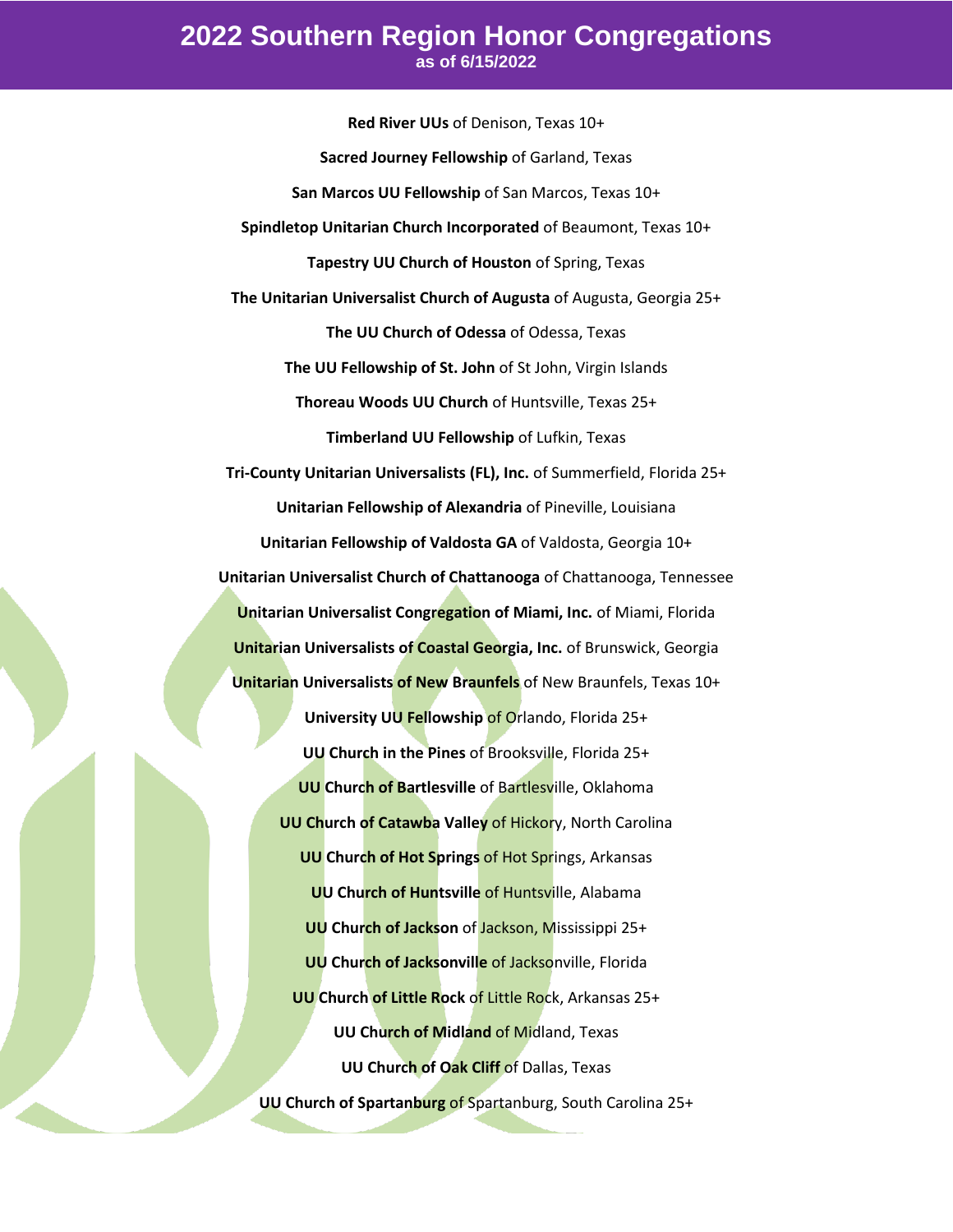# 2022 Southern Region Honor Congregations

**as of 6/15/2022**

**Red River UUs** of Denison, Texas 10+

**Sacred Journey Fellowship** of Garland, Texas

**San Marcos UU Fellowship** of San Marcos, Texas 10+

**Spindletop Unitarian Church Incorporated** of Beaumont, Texas 10+

**Tapestry UU Church of Houston** of Spring, Texas

**The Unitarian Universalist Church of Augusta** of Augusta, Georgia 25+

**The UU Church of Odessa** of Odessa, Texas

**The UU Fellowship of St. John** of St John, Virgin Islands

**Thoreau Woods UU Church** of Huntsville, Texas 25+

**Timberland UU Fellowship** of Lufkin, Texas

**Tri-County Unitarian Universalists (FL), Inc.** of Summerfield, Florida 25+

**Unitarian Fellowship of Alexandria** of Pineville, Louisiana

**Unitarian Fellowship of Valdosta GA** of Valdosta, Georgia 10+

**Unitarian Universalist Church of Chattanooga** of Chattanooga, Tennessee

**Unitarian Universalist Congregation of Miami, Inc.** of Miami, Florida

**Unitarian Universalists of Coastal Georgia, Inc.** of Brunswick, Georgia

**Unitarian Universalists of New Braunfels** of New Braunfels, Texas 10+

**University UU Fellowship** of Orlando, Florida 25+

**UU Church in the Pines** of Brooksville, Florida 25+

**UU Church of Bartlesville** of Bartlesville, Oklahoma

**UU Church of Catawba Valley** of Hickory, North Carolina

**UU Church of Hot Springs** of Hot Springs, Arkansas

**UU Church of Huntsville** of Huntsville, Alabama

**UU Church of Jackson** of Jackson, Mississippi 25+

**UU Church of Jacksonville** of Jacksonville, Florida

**UU Church of Little Rock** of Little Rock, Arkansas 25+

**UU Church of Midland** of Midland, Texas

**UU Church of Oak Cliff** of Dallas, Texas

**UU Church of Spartanburg** of Spartanburg, South Carolina 25+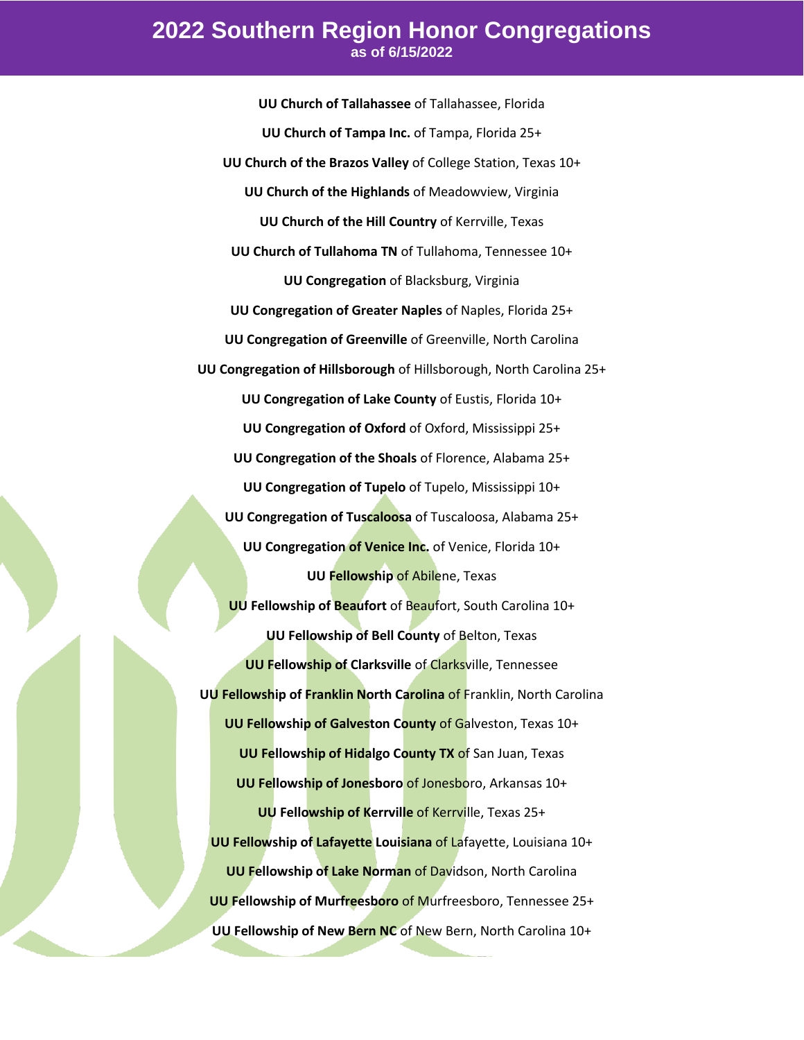# 2022 Southern Region Honor Congregations

**as of 6/15/2022**

**UU Church of Tallahassee** of Tallahassee, Florida

**UU Church of Tampa Inc.** of Tampa, Florida 25+

**UU Church of the Brazos Valley** of College Station, Texas 10+

**UU Church of the Highlands** of Meadowview, Virginia

**UU Church of the Hill Country** of Kerrville, Texas

**UU Church of Tullahoma TN** of Tullahoma, Tennessee 10+

**UU Congregation** of Blacksburg, Virginia

**UU Congregation of Greater Naples** of Naples, Florida 25+

**UU Congregation of Greenville** of Greenville, North Carolina

**UU Congregation of Hillsborough** of Hillsborough, North Carolina 25+

**UU Congregation of Lake County** of Eustis, Florida 10+

**UU Congregation of Oxford** of Oxford, Mississippi 25+

**UU Congregation of the Shoals** of Florence, Alabama 25+

**UU Congregation of Tupelo** of Tupelo, Mississippi 10+

**UU Congregation of Tuscaloosa** of Tuscaloosa, Alabama 25+

**UU Congregation of Venice Inc.** of Venice, Florida 10+

**UU Fellowship** of Abilene, Texas

**UU Fellowship of Beaufort** of Beaufort, South Carolina 10+

**UU Fellowship of Bell County** of Belton, Texas

**UU Fellowship of Clarksville** of Clarksville, Tennessee

**UU Fellowship of Franklin North Carolina** of Franklin, North Carolina

**UU Fellowship of Galveston County** of Galveston, Texas 10+

**UU Fellowship of Hidalgo County TX** of San Juan, Texas

**UU Fellowship of Jonesboro** of Jonesboro, Arkansas 10+

**UU Fellowship of Kerrville** of Kerrville, Texas 25+

**UU Fellowship of Lafayette Louisiana** of Lafayette, Louisiana 10+

**UU Fellowship of Lake Norman** of Davidson, North Carolina

**UU Fellowship of Murfreesboro** of Murfreesboro, Tennessee 25+

**UU Fellowship of New Bern NC** of New Bern, North Carolina 10+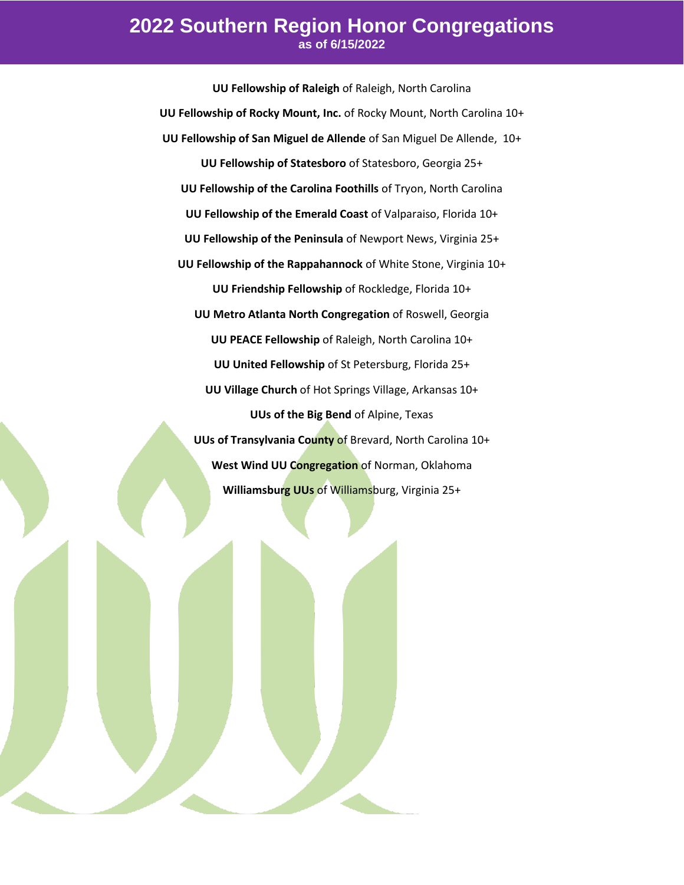# 2022 Southern Region Honor Congregations

**as of 6/15/2022**

**UU Fellowship of Raleigh** of Raleigh, North Carolina

**UU Fellowship of Rocky Mount, Inc.** of Rocky Mount, North Carolina 10+

**UU Fellowship of San Miguel de Allende** of San Miguel De Allende, 10+

**UU Fellowship of Statesboro** of Statesboro, Georgia 25+

**UU Fellowship of the Carolina Foothills** of Tryon, North Carolina

**UU Fellowship of the Emerald Coast** of Valparaiso, Florida 10+

**UU Fellowship of the Peninsula** of Newport News, Virginia 25+

**UU Fellowship of the Rappahannock** of White Stone, Virginia 10+

**UU Friendship Fellowship** of Rockledge, Florida 10+

**UU Metro Atlanta North Congregation** of Roswell, Georgia

**UU PEACE Fellowship** of Raleigh, North Carolina 10+

**UU United Fellowship** of St Petersburg, Florida 25+

**UU Village Church** of Hot Springs Village, Arkansas 10+

**UUs of the Big Bend** of Alpine, Texas

**UUs of Transylvania County** of Brevard, North Carolina 10+

**West Wind UU Congregation** of Norman, Oklahoma

**Williamsburg UUs** of Williamsburg, Virginia 25+